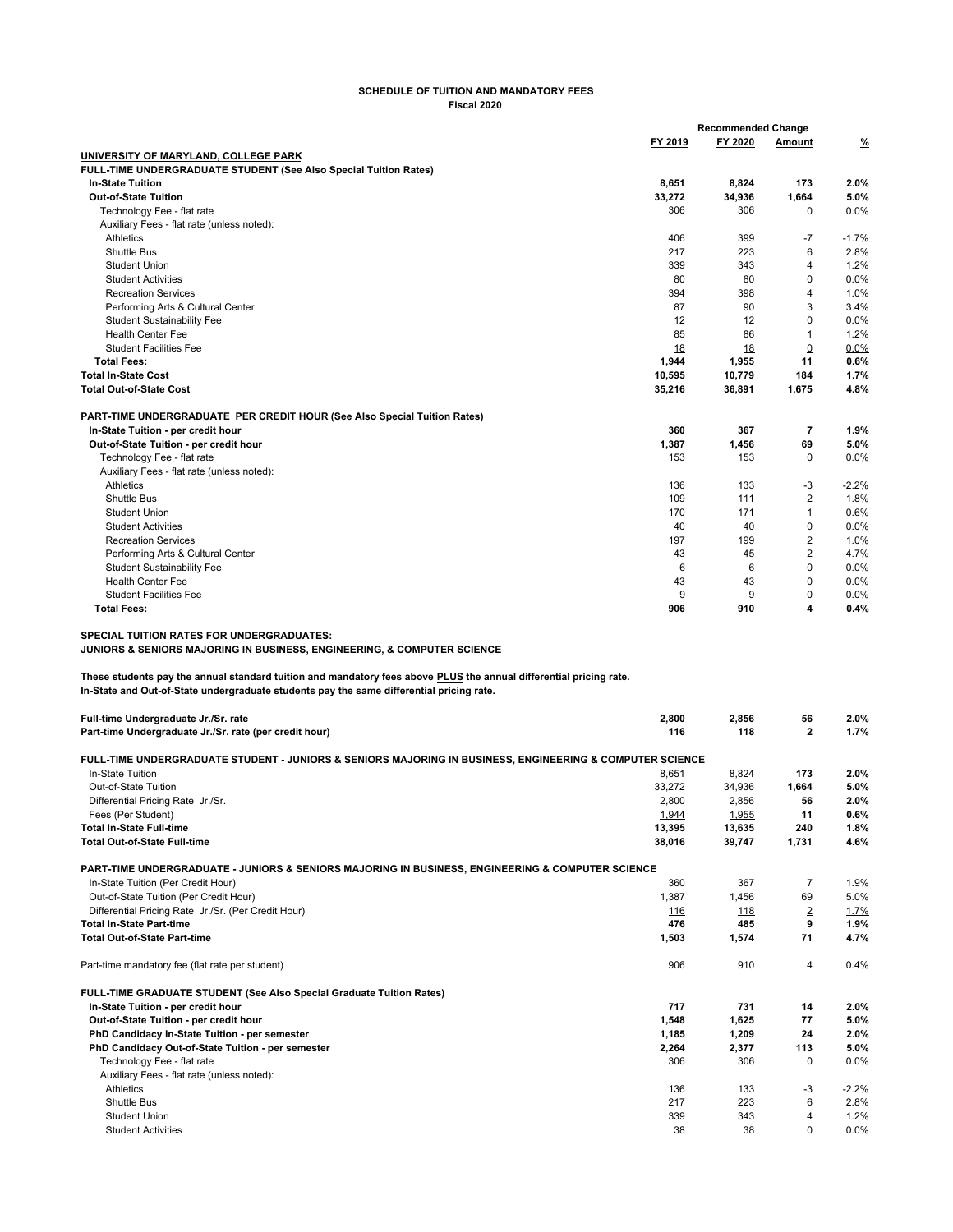**SCHEDULE OF TUITION AND MANDATORY FEES**
**Fiscal 2020**

| | FY 2019 | FY 2020 | Recommended Change Amount | % |
|---|---|---|---|---|
| **UNIVERSITY OF MARYLAND, COLLEGE PARK** | | | | |
| **FULL-TIME UNDERGRADUATE STUDENT (See Also Special Tuition Rates)** | | | | |
| **In-State Tuition** | **8,651** | **8,824** | **173** | **2.0%** |
| **Out-of-State Tuition** | **33,272** | **34,936** | **1,664** | **5.0%** |
| Technology Fee - flat rate | 306 | 306 | 0 | 0.0% |
| Auxiliary Fees - flat rate (unless noted): | | | | |
| Athletics | 406 | 399 | -7 | -1.7% |
| Shuttle Bus | 217 | 223 | 6 | 2.8% |
| Student Union | 339 | 343 | 4 | 1.2% |
| Student Activities | 80 | 80 | 0 | 0.0% |
| Recreation Services | 394 | 398 | 4 | 1.0% |
| Performing Arts & Cultural Center | 87 | 90 | 3 | 3.4% |
| Student Sustainability Fee | 12 | 12 | 0 | 0.0% |
| Health Center Fee | 85 | 86 | 1 | 1.2% |
| Student Facilities Fee | 18 | 18 | 0 | 0.0% |
| **Total Fees:** | **1,944** | **1,955** | **11** | **0.6%** |
| **Total In-State Cost** | **10,595** | **10,779** | **184** | **1.7%** |
| **Total Out-of-State Cost** | **35,216** | **36,891** | **1,675** | **4.8%** |
| | | | | |
| **PART-TIME UNDERGRADUATE PER CREDIT HOUR (See Also Special Tuition Rates)** | | | | |
| **In-State Tuition - per credit hour** | **360** | **367** | **7** | **1.9%** |
| **Out-of-State Tuition - per credit hour** | **1,387** | **1,456** | **69** | **5.0%** |
| Technology Fee - flat rate | 153 | 153 | 0 | 0.0% |
| Auxiliary Fees - flat rate (unless noted): | | | | |
| Athletics | 136 | 133 | -3 | -2.2% |
| Shuttle Bus | 109 | 111 | 2 | 1.8% |
| Student Union | 170 | 171 | 1 | 0.6% |
| Student Activities | 40 | 40 | 0 | 0.0% |
| Recreation Services | 197 | 199 | 2 | 1.0% |
| Performing Arts & Cultural Center | 43 | 45 | 2 | 4.7% |
| Student Sustainability Fee | 6 | 6 | 0 | 0.0% |
| Health Center Fee | 43 | 43 | 0 | 0.0% |
| Student Facilities Fee | 9 | 9 | 0 | 0.0% |
| **Total Fees:** | **906** | **910** | **4** | **0.4%** |

**SPECIAL TUITION RATES FOR UNDERGRADUATES:**
**JUNIORS & SENIORS MAJORING IN BUSINESS, ENGINEERING, & COMPUTER SCIENCE**

**These students pay the annual standard tuition and mandatory fees above PLUS the annual differential pricing rate.**
**In-State and Out-of-State undergraduate students pay the same differential pricing rate.**

| | FY 2019 | FY 2020 | Amount | % |
|---|---|---|---|---|
| **Full-time Undergraduate Jr./Sr. rate** | **2,800** | **2,856** | **56** | **2.0%** |
| **Part-time Undergraduate Jr./Sr. rate (per credit hour)** | **116** | **118** | **2** | **1.7%** |
| | | | | |
| **FULL-TIME UNDERGRADUATE STUDENT - JUNIORS & SENIORS MAJORING IN BUSINESS, ENGINEERING & COMPUTER SCIENCE** | | | | |
| In-State Tuition | 8,651 | 8,824 | **173** | **2.0%** |
| Out-of-State Tuition | 33,272 | 34,936 | **1,664** | **5.0%** |
| Differential Pricing Rate Jr./Sr. | 2,800 | 2,856 | **56** | **2.0%** |
| Fees (Per Student) | 1,944 | 1,955 | **11** | **0.6%** |
| **Total In-State Full-time** | **13,395** | **13,635** | **240** | **1.8%** |
| **Total Out-of-State Full-time** | **38,016** | **39,747** | **1,731** | **4.6%** |
| | | | | |
| **PART-TIME UNDERGRADUATE - JUNIORS & SENIORS MAJORING IN BUSINESS, ENGINEERING & COMPUTER SCIENCE** | | | | |
| In-State Tuition (Per Credit Hour) | 360 | 367 | 7 | 1.9% |
| Out-of-State Tuition (Per Credit Hour) | 1,387 | 1,456 | 69 | 5.0% |
| Differential Pricing Rate Jr./Sr. (Per Credit Hour) | 116 | 118 | 2 | 1.7% |
| **Total In-State Part-time** | **476** | **485** | **9** | **1.9%** |
| **Total Out-of-State Part-time** | **1,503** | **1,574** | **71** | **4.7%** |
| | | | | |
| Part-time mandatory fee (flat rate per student) | 906 | 910 | 4 | 0.4% |
| | | | | |
| **FULL-TIME GRADUATE STUDENT (See Also Special Graduate Tuition Rates)** | | | | |
| **In-State Tuition - per credit hour** | **717** | **731** | **14** | **2.0%** |
| **Out-of-State Tuition - per credit hour** | **1,548** | **1,625** | **77** | **5.0%** |
| **PhD Candidacy In-State Tuition - per semester** | **1,185** | **1,209** | **24** | **2.0%** |
| **PhD Candidacy Out-of-State Tuition - per semester** | **2,264** | **2,377** | **113** | **5.0%** |
| Technology Fee - flat rate | 306 | 306 | 0 | 0.0% |
| Auxiliary Fees - flat rate (unless noted): | | | | |
| Athletics | 136 | 133 | -3 | -2.2% |
| Shuttle Bus | 217 | 223 | 6 | 2.8% |
| Student Union | 339 | 343 | 4 | 1.2% |
| Student Activities | 38 | 38 | 0 | 0.0% |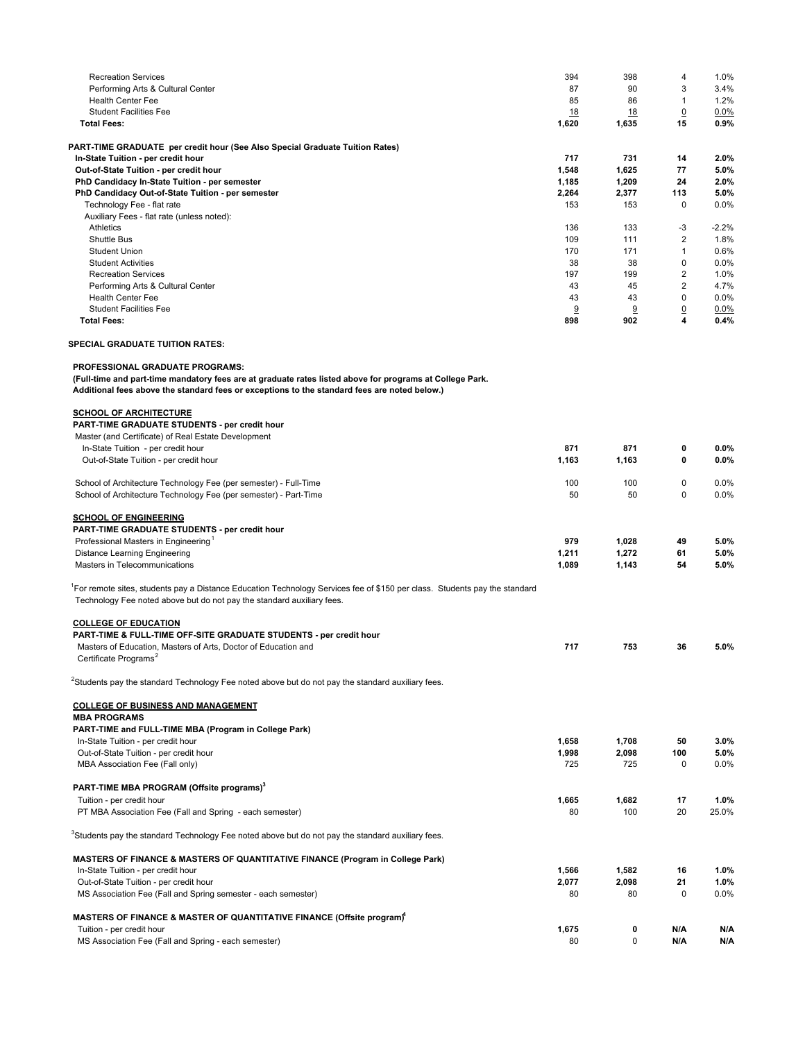| | | | | |
|---|---|---|---|---|
| Recreation Services | 394 | 398 | 4 | 1.0% |
| Performing Arts & Cultural Center | 87 | 90 | 3 | 3.4% |
| Health Center Fee | 85 | 86 | 1 | 1.2% |
| Student Facilities Fee | 18 | 18 | 0 | 0.0% |
| **Total Fees:** | **1,620** | **1,635** | **15** | **0.9%** |

**PART-TIME GRADUATE per credit hour (See Also Special Graduate Tuition Rates)**

| | | | | |
|---|---|---|---|---|
| **In-State Tuition - per credit hour** | **717** | **731** | **14** | **2.0%** |
| **Out-of-State Tuition - per credit hour** | **1,548** | **1,625** | **77** | **5.0%** |
| **PhD Candidacy In-State Tuition - per semester** | **1,185** | **1,209** | **24** | **2.0%** |
| **PhD Candidacy Out-of-State Tuition - per semester** | **2,264** | **2,377** | **113** | **5.0%** |
| Technology Fee - flat rate | 153 | 153 | 0 | 0.0% |
| Auxiliary Fees - flat rate (unless noted): | | | | |
| Athletics | 136 | 133 | -3 | -2.2% |
| Shuttle Bus | 109 | 111 | 2 | 1.8% |
| Student Union | 170 | 171 | 1 | 0.6% |
| Student Activities | 38 | 38 | 0 | 0.0% |
| Recreation Services | 197 | 199 | 2 | 1.0% |
| Performing Arts & Cultural Center | 43 | 45 | 2 | 4.7% |
| Health Center Fee | 43 | 43 | 0 | 0.0% |
| Student Facilities Fee | 9 | 9 | 0 | 0.0% |
| **Total Fees:** | **898** | **902** | **4** | **0.4%** |

**SPECIAL GRADUATE TUITION RATES:**

**PROFESSIONAL GRADUATE PROGRAMS:**
**(Full-time and part-time mandatory fees are at graduate rates listed above for programs at College Park. Additional fees above the standard fees or exceptions to the standard fees are noted below.)**

**SCHOOL OF ARCHITECTURE**

**PART-TIME GRADUATE STUDENTS - per credit hour**

| | | | | |
|---|---|---|---|---|
| Master (and Certificate) of Real Estate Development | | | | |
| In-State Tuition - per credit hour | **871** | **871** | **0** | **0.0%** |
| Out-of-State Tuition - per credit hour | **1,163** | **1,163** | **0** | **0.0%** |
| School of Architecture Technology Fee (per semester) - Full-Time | 100 | 100 | 0 | 0.0% |
| School of Architecture Technology Fee (per semester) - Part-Time | 50 | 50 | 0 | 0.0% |

**SCHOOL OF ENGINEERING**

**PART-TIME GRADUATE STUDENTS - per credit hour**

| | | | | |
|---|---|---|---|---|
| Professional Masters in Engineering[1] | **979** | **1,028** | **49** | **5.0%** |
| Distance Learning Engineering | **1,211** | **1,272** | **61** | **5.0%** |
| Masters in Telecommunications | **1,089** | **1,143** | **54** | **5.0%** |

[1]For remote sites, students pay a Distance Education Technology Services fee of $150 per class. Students pay the standard Technology Fee noted above but do not pay the standard auxiliary fees.

**COLLEGE OF EDUCATION**

**PART-TIME & FULL-TIME OFF-SITE GRADUATE STUDENTS - per credit hour**

| | | | | |
|---|---|---|---|---|
| Masters of Education, Masters of Arts, Doctor of Education and Certificate Programs[2] | **717** | **753** | **36** | **5.0%** |

[2]Students pay the standard Technology Fee noted above but do not pay the standard auxiliary fees.

**COLLEGE OF BUSINESS AND MANAGEMENT**

**MBA PROGRAMS**

**PART-TIME and FULL-TIME MBA (Program in College Park)**

| | | | | |
|---|---|---|---|---|
| In-State Tuition - per credit hour | **1,658** | **1,708** | **50** | **3.0%** |
| Out-of-State Tuition - per credit hour | **1,998** | **2,098** | **100** | **5.0%** |
| MBA Association Fee (Fall only) | 725 | 725 | 0 | 0.0% |

**PART-TIME MBA PROGRAM (Offsite programs)[3]**

| | | | | |
|---|---|---|---|---|
| Tuition - per credit hour | **1,665** | **1,682** | **17** | **1.0%** |
| PT MBA Association Fee (Fall and Spring - each semester) | 80 | 100 | 20 | 25.0% |

[3]Students pay the standard Technology Fee noted above but do not pay the standard auxiliary fees.

**MASTERS OF FINANCE & MASTERS OF QUANTITATIVE FINANCE (Program in College Park)**

| | | | | |
|---|---|---|---|---|
| In-State Tuition - per credit hour | **1,566** | **1,582** | **16** | **1.0%** |
| Out-of-State Tuition - per credit hour | **2,077** | **2,098** | **21** | **1.0%** |
| MS Association Fee (Fall and Spring semester - each semester) | 80 | 80 | 0 | 0.0% |

**MASTERS OF FINANCE & MASTER OF QUANTITATIVE FINANCE (Offsite program)[4]**

| | | | | |
|---|---|---|---|---|
| Tuition - per credit hour | **1,675** | **0** | **N/A** | **N/A** |
| MS Association Fee (Fall and Spring - each semester) | 80 | 0 | **N/A** | **N/A** |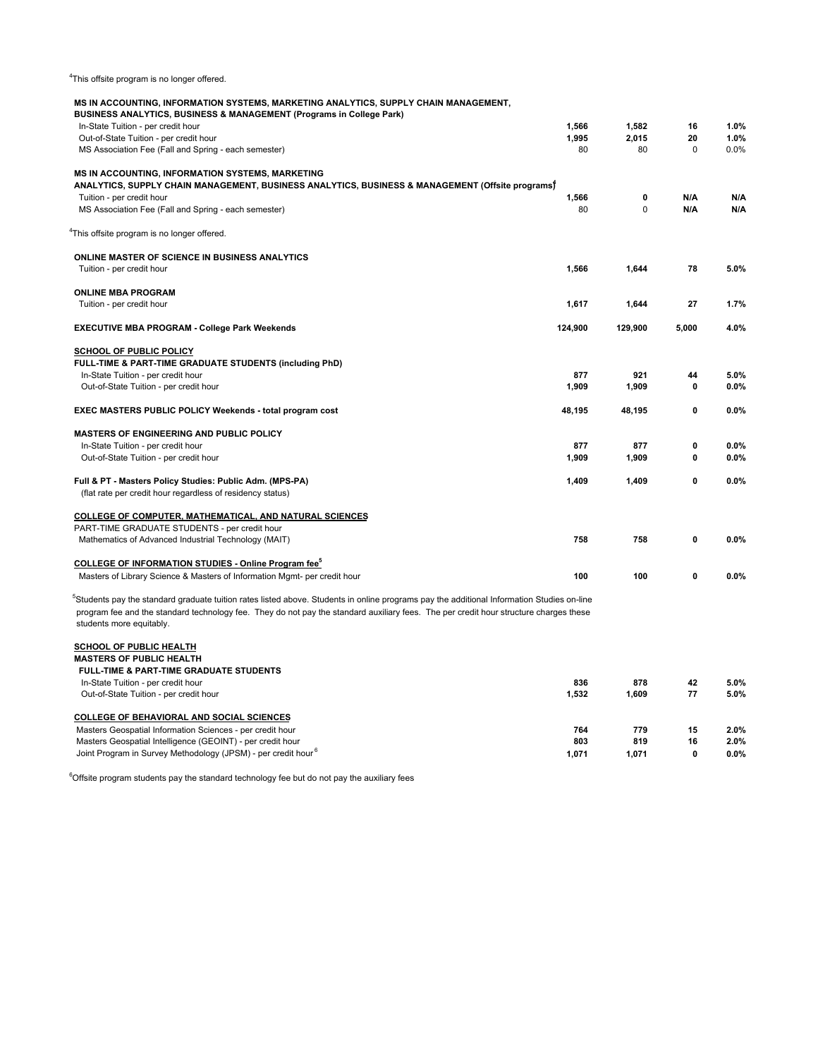[4]This offsite program is no longer offered.

| | | | | |
|---|---|---|---|---|
| **MS IN ACCOUNTING, INFORMATION SYSTEMS, MARKETING ANALYTICS, SUPPLY CHAIN MANAGEMENT, BUSINESS ANALYTICS, BUSINESS & MANAGEMENT (Programs in College Park)** | | | | |
| In-State Tuition - per credit hour | **1,566** | **1,582** | **16** | **1.0%** |
| Out-of-State Tuition - per credit hour | **1,995** | **2,015** | **20** | **1.0%** |
| MS Association Fee (Fall and Spring - each semester) | 80 | 80 | 0 | 0.0% |
| | | | | |
| **MS IN ACCOUNTING, INFORMATION SYSTEMS, MARKETING ANALYTICS, SUPPLY CHAIN MANAGEMENT, BUSINESS ANALYTICS, BUSINESS & MANAGEMENT (Offsite programs)[4]** | | | | |
| Tuition - per credit hour | **1,566** | **0** | **N/A** | **N/A** |
| MS Association Fee (Fall and Spring - each semester) | 80 | 0 | **N/A** | **N/A** |

[4]This offsite program is no longer offered.

| | | | | |
|---|---|---|---|---|
| **ONLINE MASTER OF SCIENCE IN BUSINESS ANALYTICS** | | | | |
| Tuition - per credit hour | **1,566** | **1,644** | **78** | **5.0%** |
| | | | | |
| **ONLINE MBA PROGRAM** | | | | |
| Tuition - per credit hour | **1,617** | **1,644** | **27** | **1.7%** |
| | | | | |
| **EXECUTIVE MBA PROGRAM - College Park Weekends** | **124,900** | **129,900** | **5,000** | **4.0%** |
| | | | | |
| **SCHOOL OF PUBLIC POLICY** | | | | |
| **FULL-TIME & PART-TIME GRADUATE STUDENTS (including PhD)** | | | | |
| In-State Tuition - per credit hour | **877** | **921** | **44** | **5.0%** |
| Out-of-State Tuition - per credit hour | **1,909** | **1,909** | **0** | **0.0%** |
| | | | | |
| **EXEC MASTERS PUBLIC POLICY Weekends - total program cost** | **48,195** | **48,195** | **0** | **0.0%** |
| | | | | |
| **MASTERS OF ENGINEERING AND PUBLIC POLICY** | | | | |
| In-State Tuition - per credit hour | **877** | **877** | **0** | **0.0%** |
| Out-of-State Tuition - per credit hour | **1,909** | **1,909** | **0** | **0.0%** |
| | | | | |
| **Full & PT - Masters Policy Studies: Public Adm. (MPS-PA)** (flat rate per credit hour regardless of residency status) | **1,409** | **1,409** | **0** | **0.0%** |
| | | | | |
| **COLLEGE OF COMPUTER, MATHEMATICAL, AND NATURAL SCIENCES** | | | | |
| PART-TIME GRADUATE STUDENTS - per credit hour | | | | |
| Mathematics of Advanced Industrial Technology (MAIT) | **758** | **758** | **0** | **0.0%** |
| | | | | |
| **COLLEGE OF INFORMATION STUDIES - Online Program fee[5]** | | | | |
| Masters of Library Science & Masters of Information Mgmt- per credit hour | **100** | **100** | **0** | **0.0%** |

[5]Students pay the standard graduate tuition rates listed above. Students in online programs pay the additional Information Studies on-line program fee and the standard technology fee. They do not pay the standard auxiliary fees. The per credit hour structure charges these students more equitably.

| | | | | |
|---|---|---|---|---|
| **SCHOOL OF PUBLIC HEALTH** | | | | |
| **MASTERS OF PUBLIC HEALTH** | | | | |
| **FULL-TIME & PART-TIME GRADUATE STUDENTS** | | | | |
| In-State Tuition - per credit hour | **836** | **878** | **42** | **5.0%** |
| Out-of-State Tuition - per credit hour | **1,532** | **1,609** | **77** | **5.0%** |
| | | | | |
| **COLLEGE OF BEHAVIORAL AND SOCIAL SCIENCES** | | | | |
| Masters Geospatial Information Sciences - per credit hour | **764** | **779** | **15** | **2.0%** |
| Masters Geospatial Intelligence (GEOINT) - per credit hour | **803** | **819** | **16** | **2.0%** |
| Joint Program in Survey Methodology (JPSM) - per credit hour[6] | **1,071** | **1,071** | **0** | **0.0%** |

[6]Offsite program students pay the standard technology fee but do not pay the auxiliary fees